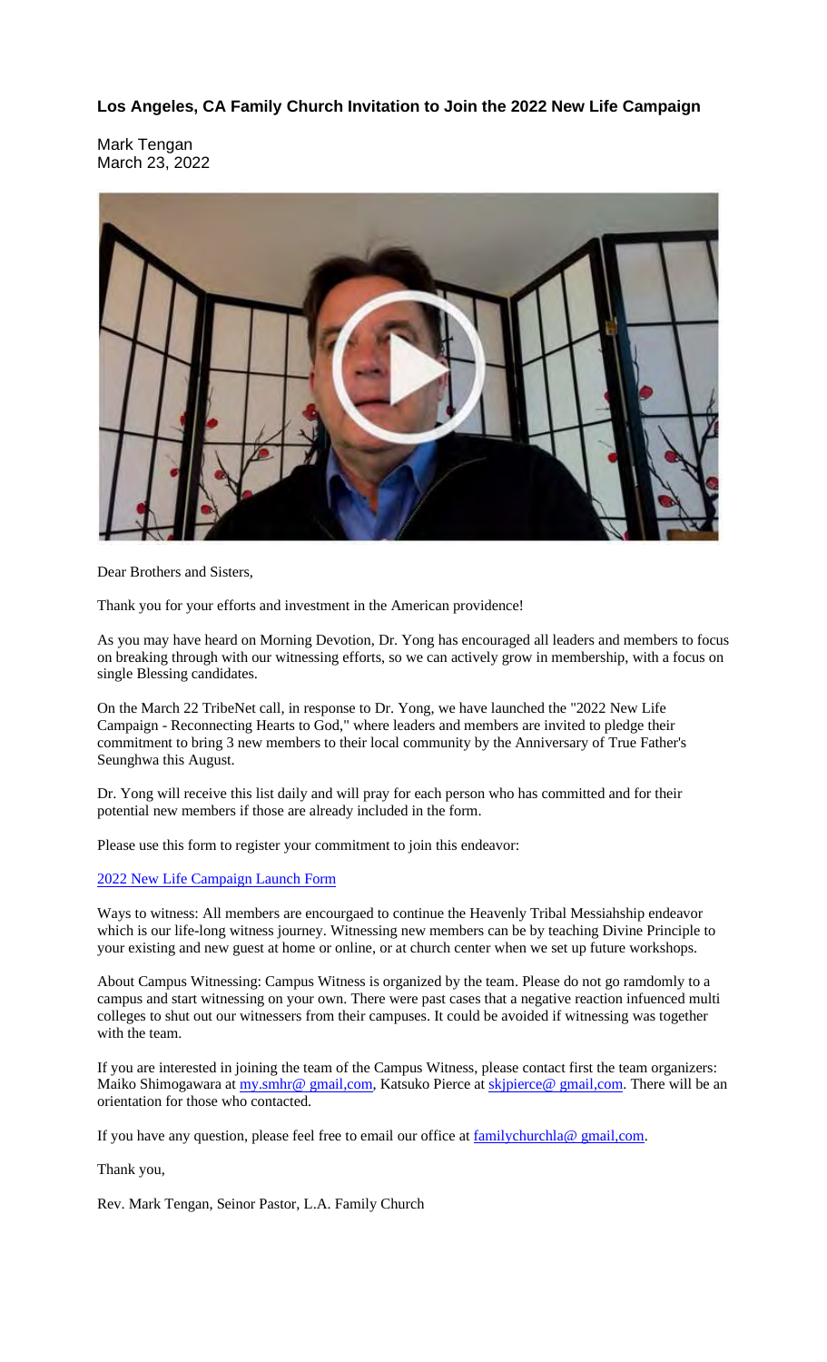# Los Angeles, CA Family Church Invitation to Join the 2022 New Life Campaign

Mark Tengan
March 23, 2022

Dear Brothers and Sisters,

Thank you for your efforts and investment in the American providence!

As you may have heard on Morning Devotion, Dr. Yong has encouraged all leaders and members to focus on breaking through with our witnessing efforts, so we can actively grow in membership, with a focus on single Blessing candidates.

On the March 22 TribeNet call, in response to Dr. Yong, we have launched the "2022 New Life Campaign - Reconnecting Hearts to God," where leaders and members are invited to pledge their commitment to bring 3 new members to their local community by the Anniversary of True Father's Seunghwa this August.

Dr. Yong will receive this list daily and will pray for each person who has committed and for their potential new members if those are already included in the form.

Please use this form to register your commitment to join this endeavor:

2022 New Life Campaign Launch Form

Ways to witness: All members are encourgaed to continue the Heavenly Tribal Messiahship endeavor which is our life-long witness journey. Witnessing new members can be by teaching Divine Principle to your existing and new guest at home or online, or at church center when we set up future workshops.

About Campus Witnessing: Campus Witness is organized by the team. Please do not go ramdomly to a campus and start witnessing on your own. There were past cases that a negative reaction infuenced multi colleges to shut out our witnessers from their campuses. It could be avoided if witnessing was together with the team.

If you are interested in joining the team of the Campus Witness, please contact first the team organizers: Maiko Shimogawara at my.smhr@ gmail,com, Katsuko Pierce at skjpierce@ gmail,com. There will be an orientation for those who contacted.

If you have any question, please feel free to email our office at familychurchla@ gmail,com.

Thank you,

Rev. Mark Tengan, Seinor Pastor, L.A. Family Church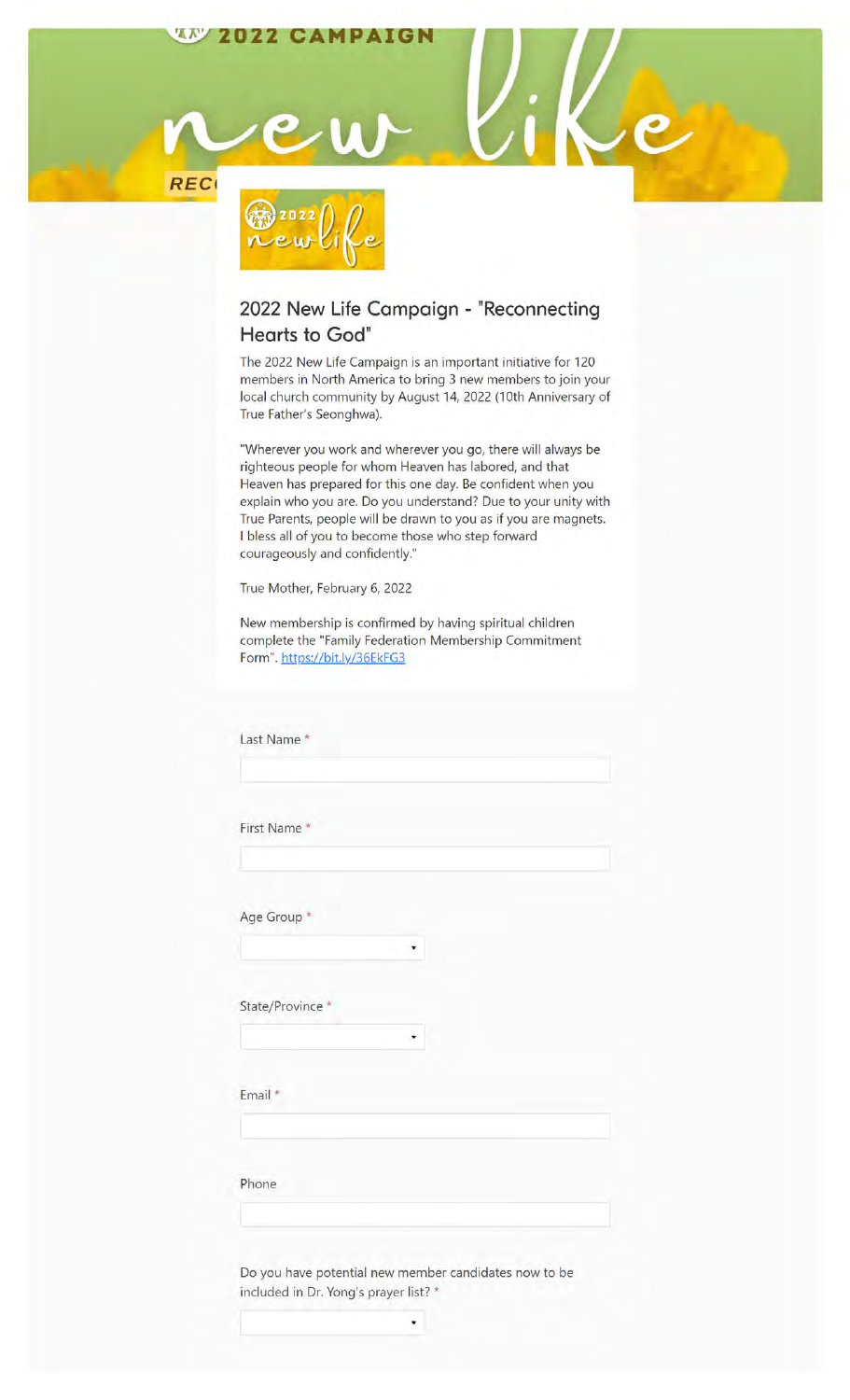2022 CAMPAIGN

new life

REC

2022 new life

## 2022 New Life Campaign - "Reconnecting Hearts to God"

The 2022 New Life Campaign is an important initiative for 120 members in North America to bring 3 new members to join your local church community by August 14, 2022 (10th Anniversary of True Father's Seonghwa).

"Wherever you work and wherever you go, there will always be righteous people for whom Heaven has labored, and that Heaven has prepared for this one day. Be confident when you explain who you are. Do you understand? Due to your unity with True Parents, people will be drawn to you as if you are magnets. I bless all of you to become those who step forward courageously and confidently."

True Mother, February 6, 2022

New membership is confirmed by having spiritual children complete the "Family Federation Membership Commitment Form". https://bit.ly/36EkFG3

Last Name *

First Name *

Age Group *

State/Province *

Email *

Phone

Do you have potential new member candidates now to be included in Dr. Yong's prayer list? *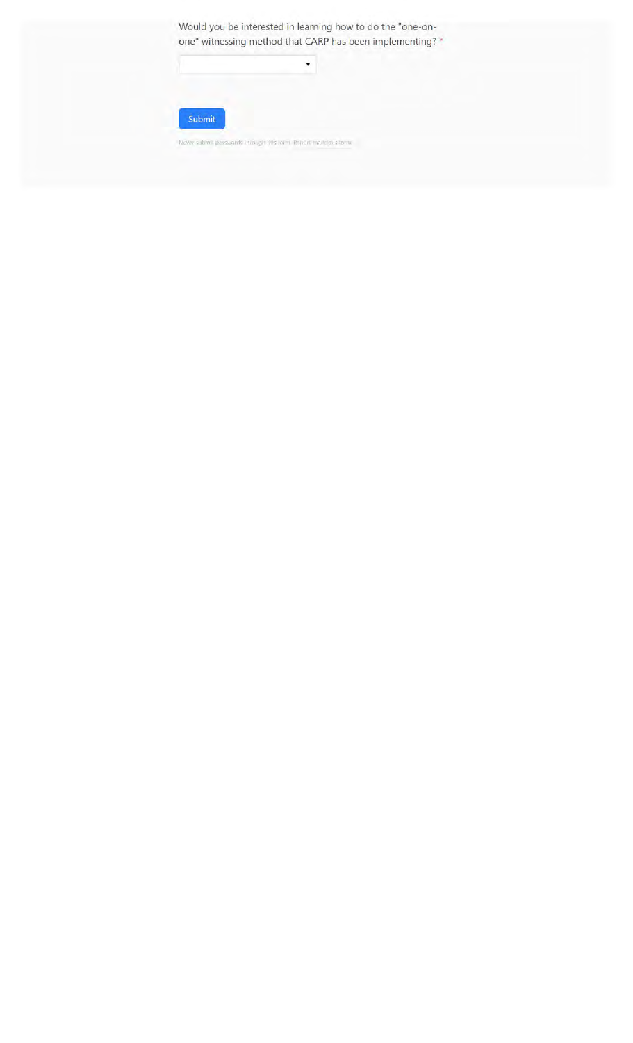Would you be interested in learning how to do the "one-on-one" witnessing method that CARP has been implementing? *

Submit

Never submit passwords through this form. Report malicious form